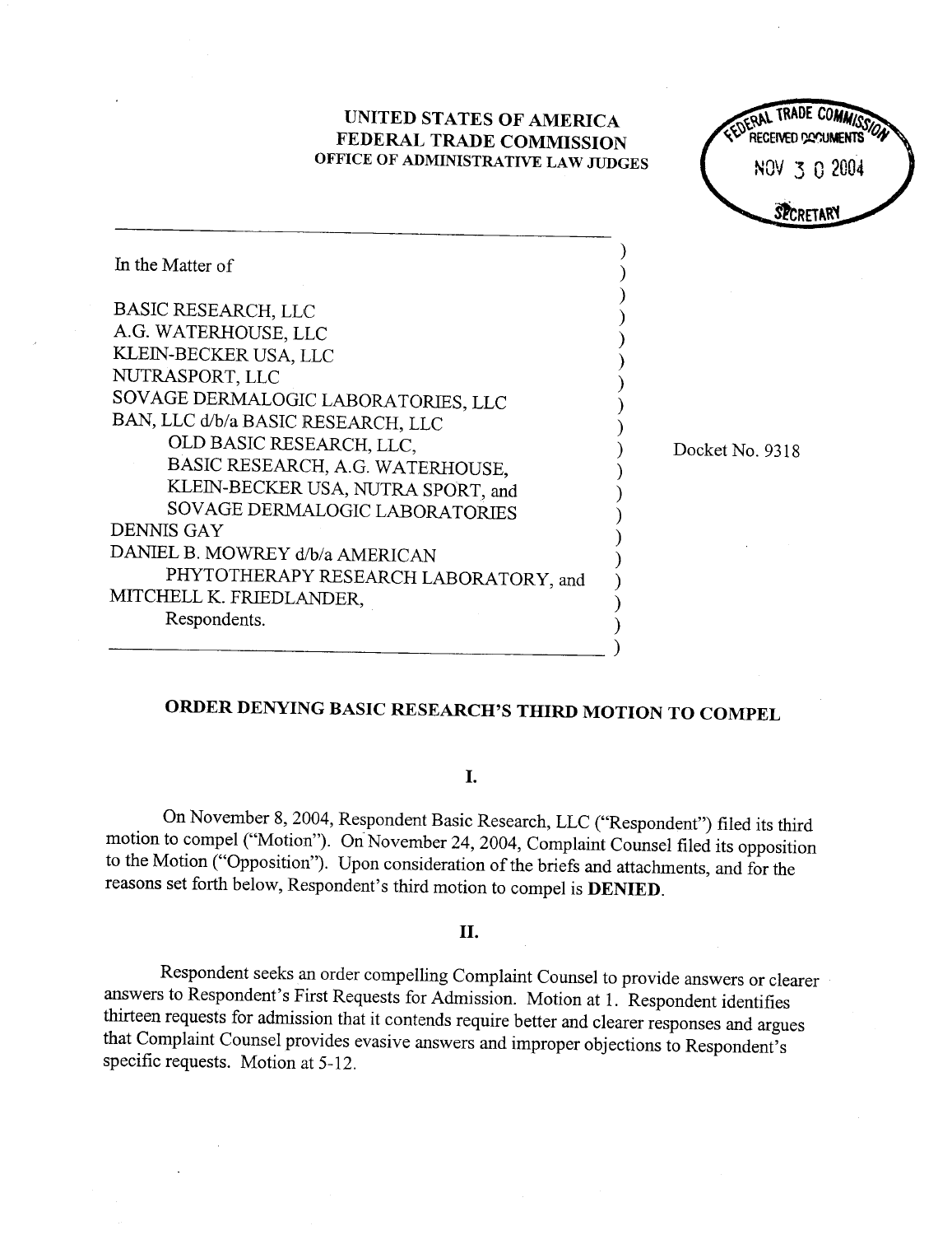**UNITED STATES OF AMERICA**
**FEDERAL TRADE COMMISSION**
**OFFICE OF ADMINISTRATIVE LAW JUDGES**

FEDERAL TRADE COMMISSION
RECEIVED DOCUMENTS
NOV 30 2004
SECRETARY

In the Matter of

BASIC RESEARCH, LLC
A.G. WATERHOUSE, LLC
KLEIN-BECKER USA, LLC
NUTRASPORT, LLC
SOVAGE DERMALOGIC LABORATORIES, LLC
BAN, LLC d/b/a BASIC RESEARCH, LLC
OLD BASIC RESEARCH, LLC,
BASIC RESEARCH, A.G. WATERHOUSE,
KLEIN-BECKER USA, NUTRA SPORT, and
SOVAGE DERMALOGIC LABORATORIES
DENNIS GAY
DANIEL B. MOWREY d/b/a AMERICAN
PHYTOTHERAPY RESEARCH LABORATORY, and
MITCHELL K. FRIEDLANDER,
Respondents.

Docket No. 9318

## ORDER DENYING BASIC RESEARCH'S THIRD MOTION TO COMPEL

### I.

On November 8, 2004, Respondent Basic Research, LLC ("Respondent") filed its third motion to compel ("Motion"). On November 24, 2004, Complaint Counsel filed its opposition to the Motion ("Opposition"). Upon consideration of the briefs and attachments, and for the reasons set forth below, Respondent's third motion to compel is **DENIED**.

### II.

Respondent seeks an order compelling Complaint Counsel to provide answers or clearer answers to Respondent's First Requests for Admission. Motion at 1. Respondent identifies thirteen requests for admission that it contends require better and clearer responses and argues that Complaint Counsel provides evasive answers and improper objections to Respondent's specific requests. Motion at 5-12.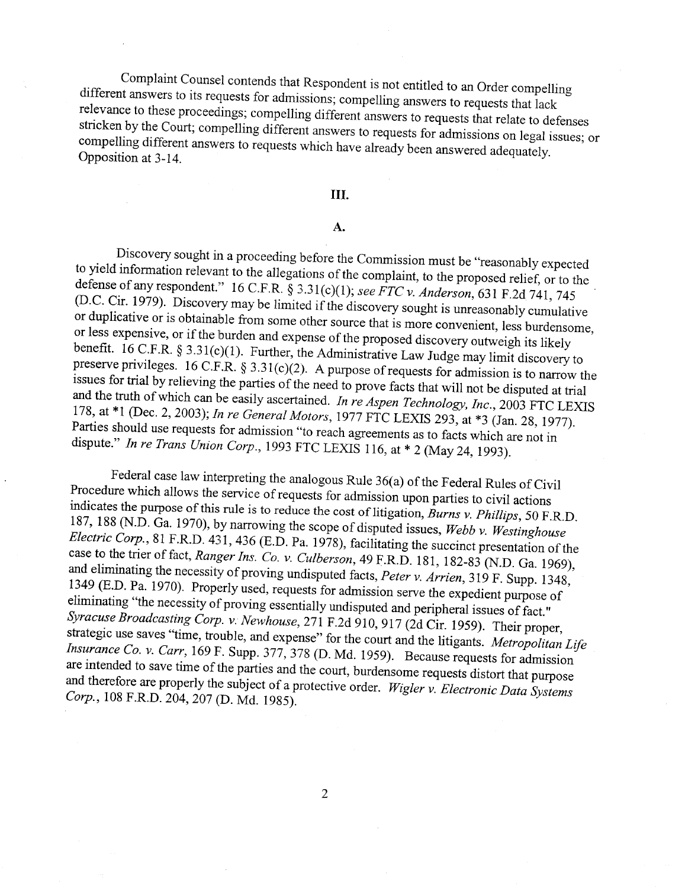Complaint Counsel contends that Respondent is not entitled to an Order compelling different answers to its requests for admissions; compelling answers to requests that lack relevance to these proceedings; compelling different answers to requests that relate to defenses stricken by the Court; compelling different answers to requests for admissions on legal issues; or compelling different answers to requests which have already been answered adequately. Opposition at 3-14.

## III.

### A.

Discovery sought in a proceeding before the Commission must be "reasonably expected to yield information relevant to the allegations of the complaint, to the proposed relief, or to the defense of any respondent." 16 C.F.R. § 3.31(c)(1); *see FTC v. Anderson*, 631 F.2d 741, 745 (D.C. Cir. 1979). Discovery may be limited if the discovery sought is unreasonably cumulative or duplicative or is obtainable from some other source that is more convenient, less burdensome, or less expensive, or if the burden and expense of the proposed discovery outweigh its likely benefit. 16 C.F.R. § 3.31(c)(1). Further, the Administrative Law Judge may limit discovery to preserve privileges. 16 C.F.R. § 3.31(c)(2). A purpose of requests for admission is to narrow the issues for trial by relieving the parties of the need to prove facts that will not be disputed at trial and the truth of which can be easily ascertained. *In re Aspen Technology, Inc.*, 2003 FTC LEXIS 178, at *1 (Dec. 2, 2003); *In re General Motors*, 1977 FTC LEXIS 293, at *3 (Jan. 28, 1977). Parties should use requests for admission "to reach agreements as to facts which are not in dispute." *In re Trans Union Corp.*, 1993 FTC LEXIS 116, at * 2 (May 24, 1993).

Federal case law interpreting the analogous Rule 36(a) of the Federal Rules of Civil Procedure which allows the service of requests for admission upon parties to civil actions indicates the purpose of this rule is to reduce the cost of litigation, *Burns v. Phillips*, 50 F.R.D. 187, 188 (N.D. Ga. 1970), by narrowing the scope of disputed issues, *Webb v. Westinghouse Electric Corp.*, 81 F.R.D. 431, 436 (E.D. Pa. 1978), facilitating the succinct presentation of the case to the trier of fact, *Ranger Ins. Co. v. Culberson*, 49 F.R.D. 181, 182-83 (N.D. Ga. 1969), and eliminating the necessity of proving undisputed facts, *Peter v. Arrien*, 319 F. Supp. 1348, 1349 (E.D. Pa. 1970). Properly used, requests for admission serve the expedient purpose of eliminating "the necessity of proving essentially undisputed and peripheral issues of fact." *Syracuse Broadcasting Corp. v. Newhouse*, 271 F.2d 910, 917 (2d Cir. 1959). Their proper, strategic use saves "time, trouble, and expense" for the court and the litigants. *Metropolitan Life Insurance Co. v. Carr*, 169 F. Supp. 377, 378 (D. Md. 1959). Because requests for admission are intended to save time of the parties and the court, burdensome requests distort that purpose and therefore are properly the subject of a protective order. *Wigler v. Electronic Data Systems Corp.*, 108 F.R.D. 204, 207 (D. Md. 1985).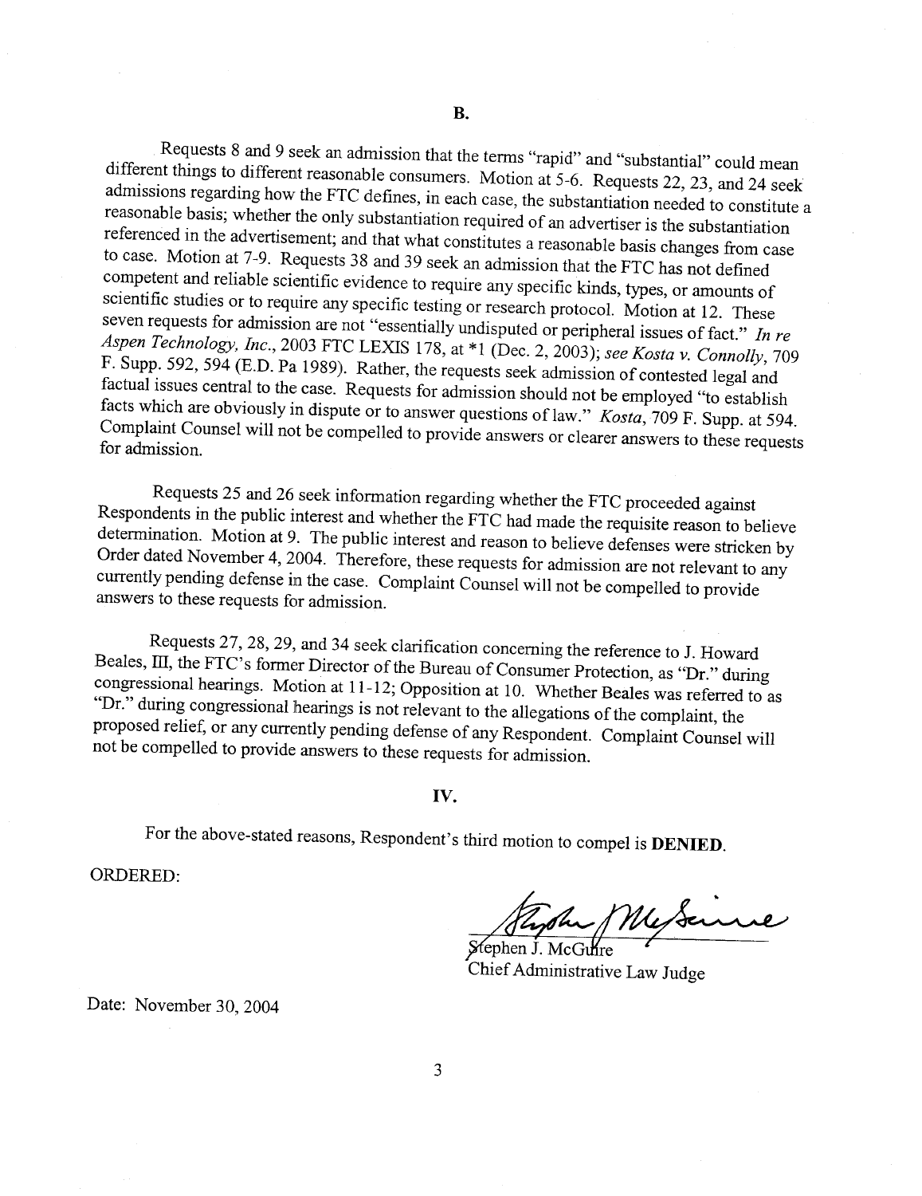### B.

Requests 8 and 9 seek an admission that the terms "rapid" and "substantial" could mean different things to different reasonable consumers. Motion at 5-6. Requests 22, 23, and 24 seek admissions regarding how the FTC defines, in each case, the substantiation needed to constitute a reasonable basis; whether the only substantiation required of an advertiser is the substantiation referenced in the advertisement; and that what constitutes a reasonable basis changes from case to case. Motion at 7-9. Requests 38 and 39 seek an admission that the FTC has not defined competent and reliable scientific evidence to require any specific kinds, types, or amounts of scientific studies or to require any specific testing or research protocol. Motion at 12. These seven requests for admission are not "essentially undisputed or peripheral issues of fact." *In re Aspen Technology, Inc.*, 2003 FTC LEXIS 178, at *1 (Dec. 2, 2003); *see Kosta v. Connolly*, 709 F. Supp. 592, 594 (E.D. Pa 1989). Rather, the requests seek admission of contested legal and factual issues central to the case. Requests for admission should not be employed "to establish facts which are obviously in dispute or to answer questions of law." *Kosta*, 709 F. Supp. at 594. Complaint Counsel will not be compelled to provide answers or clearer answers to these requests for admission.

Requests 25 and 26 seek information regarding whether the FTC proceeded against Respondents in the public interest and whether the FTC had made the requisite reason to believe determination. Motion at 9. The public interest and reason to believe defenses were stricken by Order dated November 4, 2004. Therefore, these requests for admission are not relevant to any currently pending defense in the case. Complaint Counsel will not be compelled to provide answers to these requests for admission.

Requests 27, 28, 29, and 34 seek clarification concerning the reference to J. Howard Beales, III, the FTC's former Director of the Bureau of Consumer Protection, as "Dr." during congressional hearings. Motion at 11-12; Opposition at 10. Whether Beales was referred to as "Dr." during congressional hearings is not relevant to the allegations of the complaint, the proposed relief, or any currently pending defense of any Respondent. Complaint Counsel will not be compelled to provide answers to these requests for admission.

## IV.

For the above-stated reasons, Respondent's third motion to compel is **DENIED**.

ORDERED:

Stephen J. McGuire
Chief Administrative Law Judge

Date: November 30, 2004